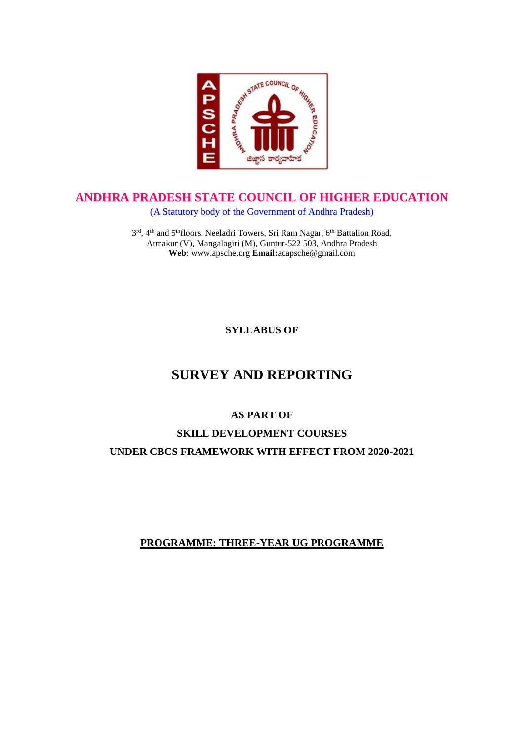# ANDHRA PRADESH STATE COUNCIL OF HIGHER EDUCATION

(A Statutory body of the Government of Andhra Pradesh)

3rd, 4th and 5th floors, Neeladri Towers, Sri Ram Nagar, 6th Battalion Road,
Atmakur (V), Mangalagiri (M), Guntur-522 503, Andhra Pradesh
**Web**: www.apsche.org **Email:** acapsche@gmail.com

**SYLLABUS OF**

## SURVEY AND REPORTING

**AS PART OF**

**SKILL DEVELOPMENT COURSES**

**UNDER CBCS FRAMEWORK WITH EFFECT FROM 2020-2021**

**PROGRAMME: THREE-YEAR UG PROGRAMME**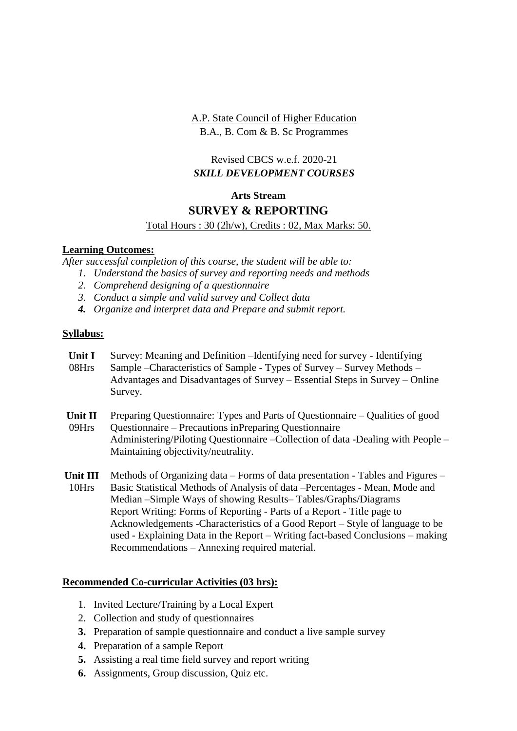A.P. State Council of Higher Education

B.A., B. Com & B. Sc Programmes

Revised CBCS w.e.f. 2020-21

***SKILL DEVELOPMENT COURSES***

**Arts Stream**

## SURVEY & REPORTING

Total Hours : 30 (2h/w), Credits : 02, Max Marks: 50.

**Learning Outcomes:**

*After successful completion of this course, the student will be able to:*

1. *Understand the basics of survey and reporting needs and methods*
2. *Comprehend designing of a questionnaire*
3. *Conduct a simple and valid survey and Collect data*
4. *Organize and interpret data and Prepare and submit report.*

**Syllabus:**

| | |
|---|---|
| **Unit I** 08Hrs | Survey: Meaning and Definition –Identifying need for survey - Identifying Sample –Characteristics of Sample - Types of Survey – Survey Methods – Advantages and Disadvantages of Survey – Essential Steps in Survey – Online Survey. |
| **Unit II** 09Hrs | Preparing Questionnaire: Types and Parts of Questionnaire – Qualities of good Questionnaire – Precautions inPreparing Questionnaire Administering/Piloting Questionnaire –Collection of data -Dealing with People – Maintaining objectivity/neutrality. |
| **Unit III** 10Hrs | Methods of Organizing data – Forms of data presentation - Tables and Figures – Basic Statistical Methods of Analysis of data –Percentages - Mean, Mode and Median –Simple Ways of showing Results– Tables/Graphs/Diagrams Report Writing: Forms of Reporting - Parts of a Report - Title page to Acknowledgements -Characteristics of a Good Report – Style of language to be used - Explaining Data in the Report – Writing fact-based Conclusions – making Recommendations – Annexing required material. |

**Recommended Co-curricular Activities (03 hrs):**

1. Invited Lecture/Training by a Local Expert
2. Collection and study of questionnaires
3. Preparation of sample questionnaire and conduct a live sample survey
4. Preparation of a sample Report
5. Assisting a real time field survey and report writing
6. Assignments, Group discussion, Quiz etc.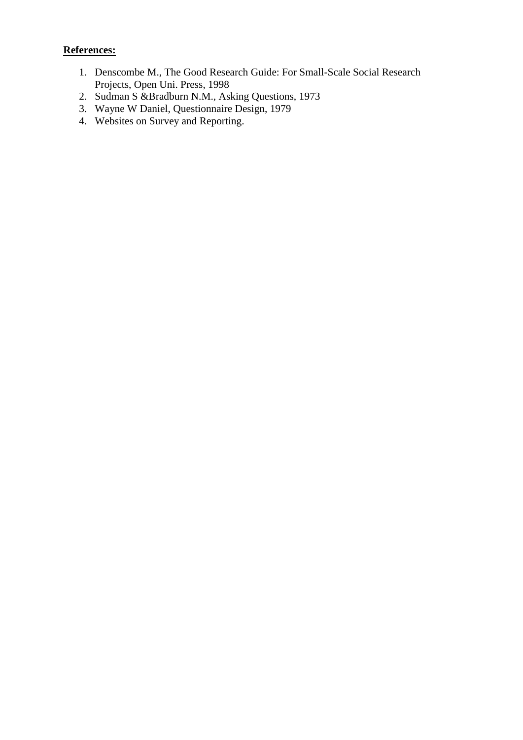**References:**

1. Denscombe M., The Good Research Guide: For Small-Scale Social Research Projects, Open Uni. Press, 1998
2. Sudman S &Bradburn N.M., Asking Questions, 1973
3. Wayne W Daniel, Questionnaire Design, 1979
4. Websites on Survey and Reporting.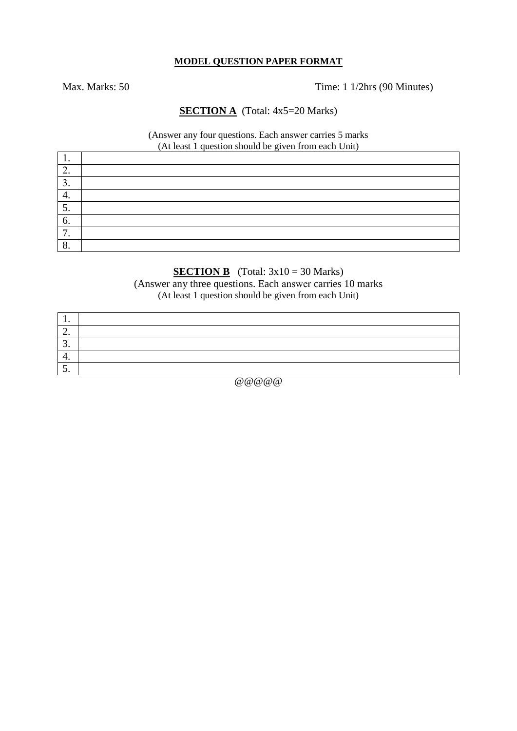**MODEL QUESTION PAPER FORMAT**

Max. Marks: 50 Time: 1 1/2hrs (90 Minutes)

**SECTION A** (Total: 4x5=20 Marks)

(Answer any four questions. Each answer carries 5 marks
(At least 1 question should be given from each Unit)

| | |
|---|---|
| 1. | |
| 2. | |
| 3. | |
| 4. | |
| 5. | |
| 6. | |
| 7. | |
| 8. | |

**SECTION B** (Total: 3x10 = 30 Marks)

(Answer any three questions. Each answer carries 10 marks
(At least 1 question should be given from each Unit)

| | |
|---|---|
| 1. | |
| 2. | |
| 3. | |
| 4. | |
| 5. | |

@@@@@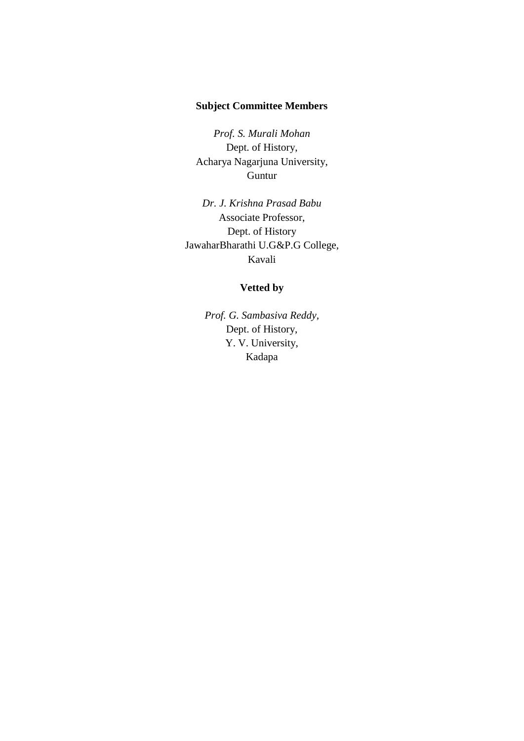**Subject Committee Members**

*Prof. S. Murali Mohan*
Dept. of History,
Acharya Nagarjuna University,
Guntur

*Dr. J. Krishna Prasad Babu*
Associate Professor,
Dept. of History
JawaharBharathi U.G&P.G College,
Kavali

**Vetted by**

*Prof. G. Sambasiva Reddy,*
Dept. of History,
Y. V. University,
Kadapa